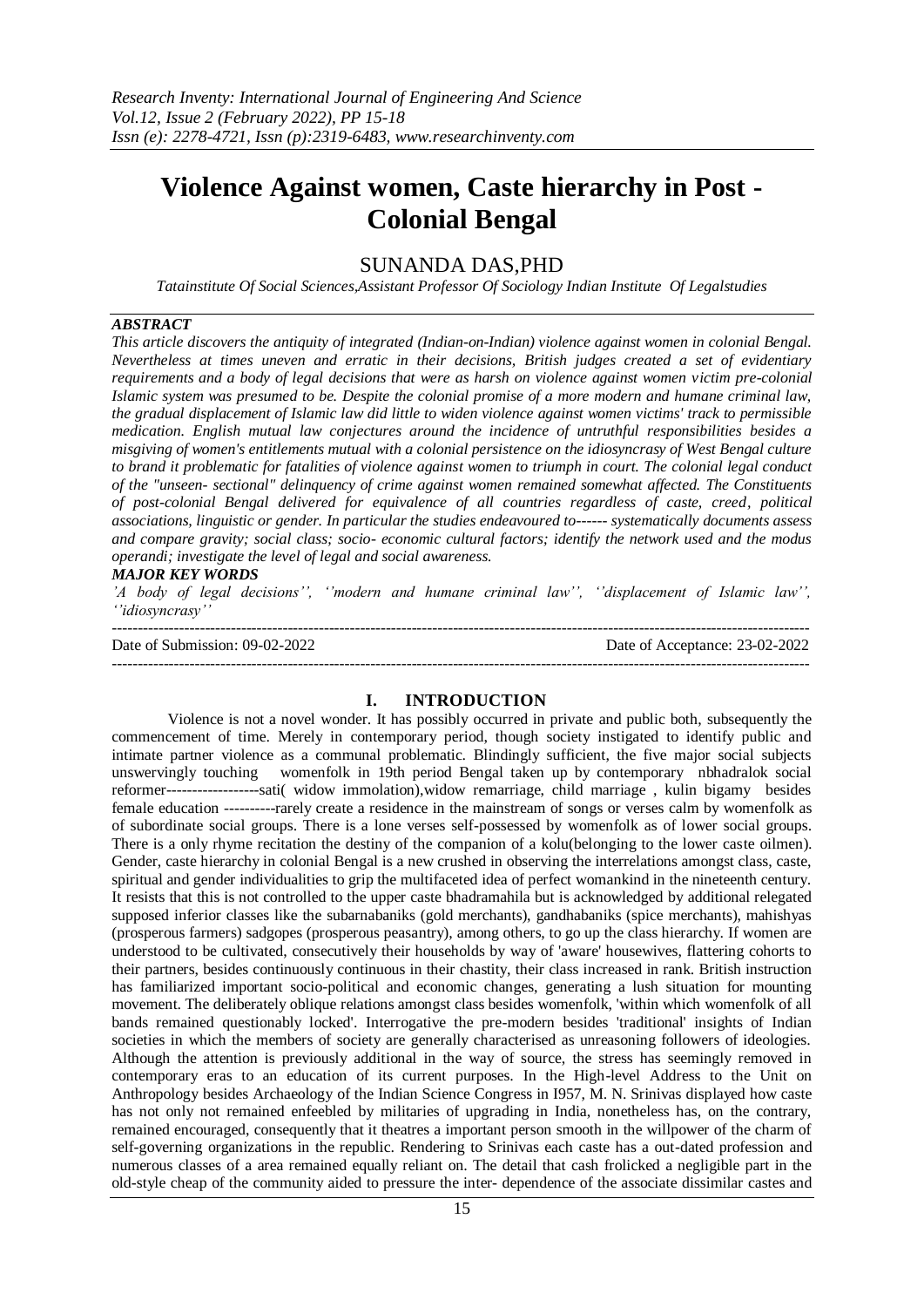# Violence Against women, Caste hierarchy in Post - Colonial Bengal

## SUNANDA DAS,PHD

*Ватainstitute Of Social Sciences,Assistant Professor Of Sociology Indian Institute Of Legalstudies*

### *ABSTRACT*

*This article discovers the antiquity of integrated (Indian-on-Indian) violence against women in colonial Bengal. Nevertheless at times uneven and erratic in their decisions, British judges created a set of evidentiary requirements and a body of legal decisions that were as harsh on violence against women victim pre-colonial Islamic system was presumed to be. Despite the colonial promise of a more modern and humane criminal law, the gradual displacement of Islamic law did little to widen violence against women victims' track to permissible medication. English mutual law conjectures around the incidence of untruthful responsibilities besides a misgiving of women's entitlements mutual with a colonial persistence on the idiosyncrasy of West Bengal culture to brand it problematic for fatalities of violence against women to triumph in court. The colonial legal conduct of the "unseen- sectional" delinquency of crime against women remained somewhat affected. The Constituents of post-colonial Bengal delivered for equivalence of all countries regardless of caste, creed, political associations, linguistic or gender. In particular the studies endeavoured to------ systematically documents assess and compare gravity; social class; socio- economic cultural factors; identify the network used and the modus operandi; investigate the level of legal and social awareness.*

### *MAJOR KEY WORDS*

*'A body of legal decisions'', ''modern and humane criminal law'', ''displacement of Islamic law'', ''idiosyncrasy''*

---

Date of Submission: 09-02-2022 Date of Acceptance: 23-02-2022

---

## I. INTRODUCTION

Violence is not a novel wonder. It has possibly occurred in private and public both, subsequently the commencement of time. Merely in contemporary period, though society instigated to identify public and intimate partner violence as a communal problematic. Blindingly sufficient, the five major social subjects unswervingly touching womenfolk in 19th period Bengal taken up by contemporary nbhadralok social reformer------------------sati( widow immolation),widow remarriage, child marriage , kulin bigamy besides female education ----------rarely create a residence in the mainstream of songs or verses calm by womenfolk as of subordinate social groups. There is a lone verses self-possessed by womenfolk as of lower social groups. There is a only rhyme recitation the destiny of the companion of a kolu(belonging to the lower caste oilmen). Gender, caste hierarchy in colonial Bengal is a new crushed in observing the interrelations amongst class, caste, spiritual and gender individualities to grip the multifaceted idea of perfect womankind in the nineteenth century. It resists that this is not controlled to the upper caste bhadramahila but is acknowledged by additional relegated supposed inferior classes like the subarnabaniks (gold merchants), gandhabaniks (spice merchants), mahishyas (prosperous farmers) sadgopes (prosperous peasantry), among others, to go up the class hierarchy. If women are understood to be cultivated, consecutively their households by way of 'aware' housewives, flattering cohorts to their partners, besides continuously continuous in their chastity, their class increased in rank. British instruction has familiarized important socio-political and economic changes, generating a lush situation for mounting movement. The deliberately oblique relations amongst class besides womenfolk, 'within which womenfolk of all bands remained questionably locked'. Interrogative the pre-modern besides 'traditional' insights of Indian societies in which the members of society are generally characterised as unreasoning followers of ideologies. Although the attention is previously additional in the way of source, the stress has seemingly removed in contemporary eras to an education of its current purposes. In the High-level Address to the Unit on Anthropology besides Archaeology of the Indian Science Congress in I957, M. N. Srinivas displayed how caste has not only not remained enfeebled by militaries of upgrading in India, nonetheless has, on the contrary, remained encouraged, consequently that it theatres a important person smooth in the willpower of the charm of self-governing organizations in the republic. Rendering to Srinivas each caste has a out-dated profession and numerous classes of a area remained equally reliant on. The detail that cash frolicked a negligible part in the old-style cheap of the community aided to pressure the inter- dependence of the associate dissimilar castes and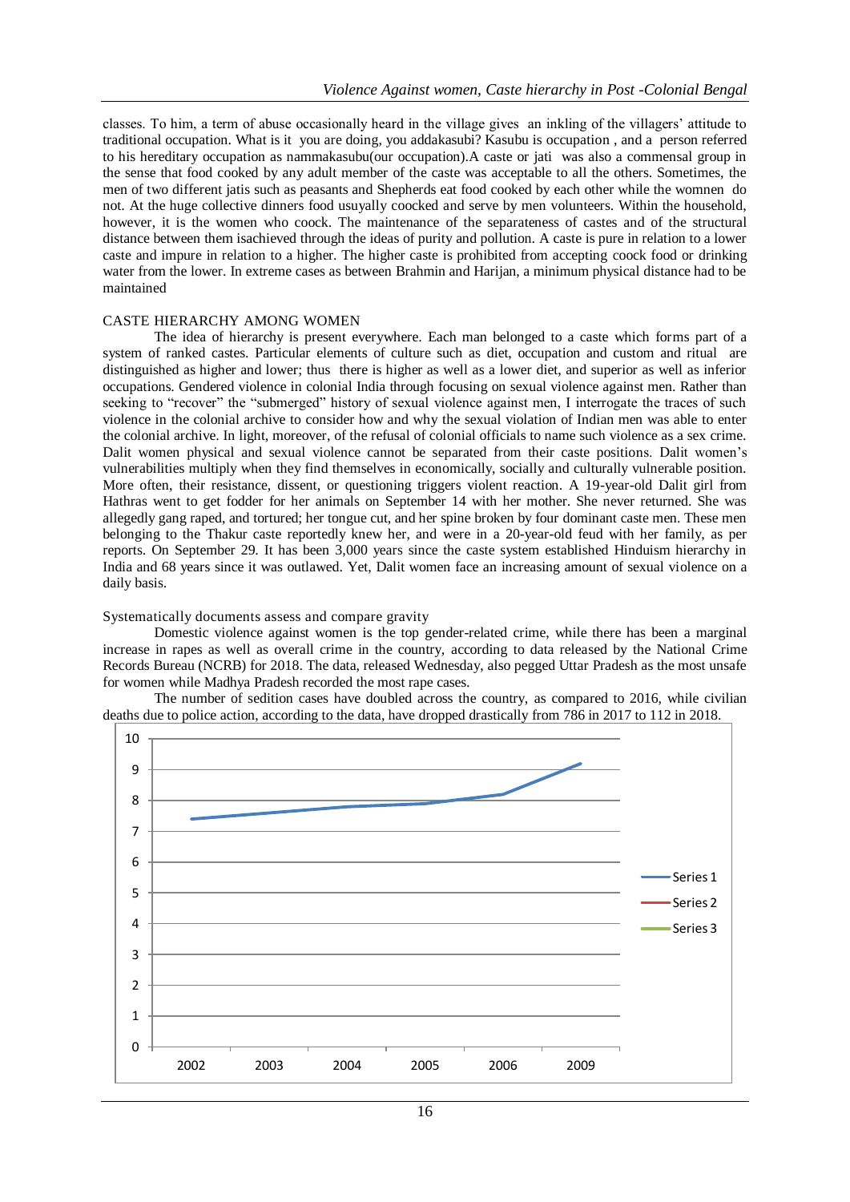classes. To him, a term of abuse occasionally heard in the village gives an inkling of the villagers' attitude to traditional occupation. What is it you are doing, you addakasubi? Kasubu is occupation , and a person referred to his hereditary occupation as nammakasubu(our occupation).A caste or jati was also a commensal group in the sense that food cooked by any adult member of the caste was acceptable to all the others. Sometimes, the men of two different jatis such as peasants and Shepherds eat food cooked by each other while the womnen do not. At the huge collective dinners food usuyally coocked and serve by men volunteers. Within the household, however, it is the women who coock. The maintenance of the separateness of castes and of the structural distance between them isachieved through the ideas of purity and pollution. A caste is pure in relation to a lower caste and impure in relation to a higher. The higher caste is prohibited from accepting coock food or drinking water from the lower. In extreme cases as between Brahmin and Harijan, a minimum physical distance had to be maintained

## CASTE HIERARCHY AMONG WOMEN

The idea of hierarchy is present everywhere. Each man belonged to a caste which forms part of a system of ranked castes. Particular elements of culture such as diet, occupation and custom and ritual are distinguished as higher and lower; thus there is higher as well as a lower diet, and superior as well as inferior occupations. Gendered violence in colonial India through focusing on sexual violence against men. Rather than seeking to "recover" the "submerged" history of sexual violence against men, I interrogate the traces of such violence in the colonial archive to consider how and why the sexual violation of Indian men was able to enter the colonial archive. In light, moreover, of the refusal of colonial officials to name such violence as a sex crime. Dalit women physical and sexual violence cannot be separated from their caste positions. Dalit women's vulnerabilities multiply when they find themselves in economically, socially and culturally vulnerable position. More often, their resistance, dissent, or questioning triggers violent reaction. A 19-year-old Dalit girl from Hathras went to get fodder for her animals on September 14 with her mother. She never returned. She was allegedly gang raped, and tortured; her tongue cut, and her spine broken by four dominant caste men. These men belonging to the Thakur caste reportedly knew her, and were in a 20-year-old feud with her family, as per reports. On September 29. It has been 3,000 years since the caste system established Hinduism hierarchy in India and 68 years since it was outlawed. Yet, Dalit women face an increasing amount of sexual violence on a daily basis.

Systematically documents assess and compare gravity

Domestic violence against women is the top gender-related crime, while there has been a marginal increase in rapes as well as overall crime in the country, according to data released by the National Crime Records Bureau (NCRB) for 2018. The data, released Wednesday, also pegged Uttar Pradesh as the most unsafe for women while Madhya Pradesh recorded the most rape cases.

The number of sedition cases have doubled across the country, as compared to 2016, while civilian deaths due to police action, according to the data, have dropped drastically from 786 in 2017 to 112 in 2018.

| Year | Series 1 |
|---|---|
| 2002 | 7.4 |
| 2003 | 7.6 |
| 2004 | 7.8 |
| 2005 | 7.9 |
| 2006 | 8.2 |
| 2009 | 9.2 |

Legend: Series 1, Series 2, Series 3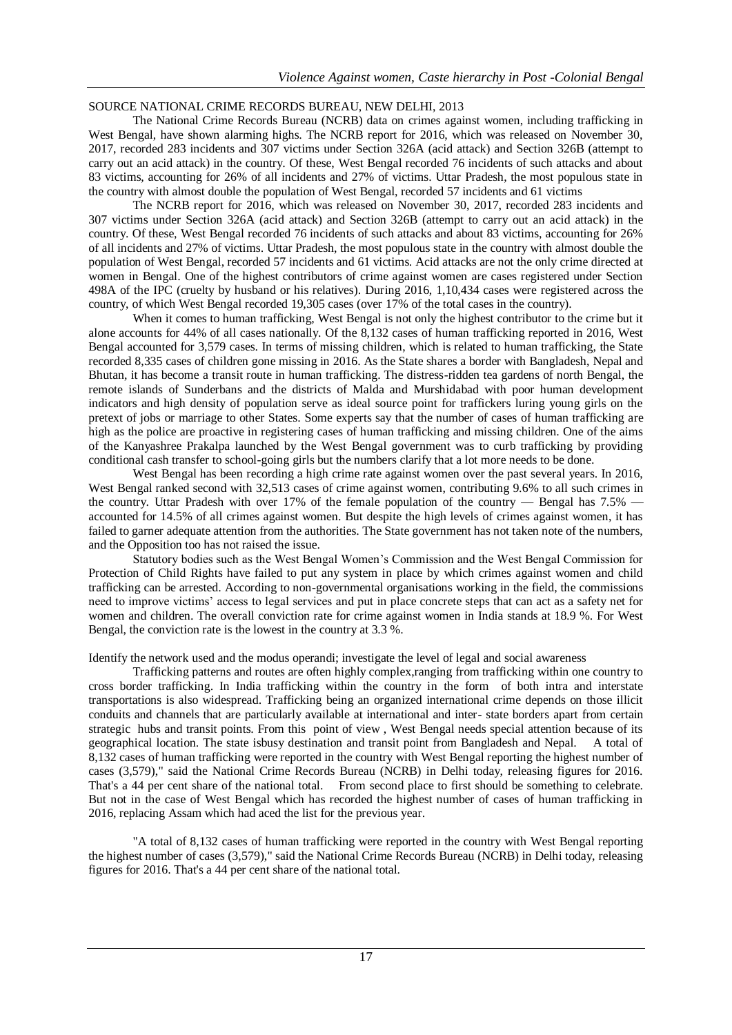SOURCE NATIONAL CRIME RECORDS BUREAU, NEW DELHI, 2013

The National Crime Records Bureau (NCRB) data on crimes against women, including trafficking in West Bengal, have shown alarming highs. The NCRB report for 2016, which was released on November 30, 2017, recorded 283 incidents and 307 victims under Section 326A (acid attack) and Section 326B (attempt to carry out an acid attack) in the country. Of these, West Bengal recorded 76 incidents of such attacks and about 83 victims, accounting for 26% of all incidents and 27% of victims. Uttar Pradesh, the most populous state in the country with almost double the population of West Bengal, recorded 57 incidents and 61 victims

The NCRB report for 2016, which was released on November 30, 2017, recorded 283 incidents and 307 victims under Section 326A (acid attack) and Section 326B (attempt to carry out an acid attack) in the country. Of these, West Bengal recorded 76 incidents of such attacks and about 83 victims, accounting for 26% of all incidents and 27% of victims. Uttar Pradesh, the most populous state in the country with almost double the population of West Bengal, recorded 57 incidents and 61 victims. Acid attacks are not the only crime directed at women in Bengal. One of the highest contributors of crime against women are cases registered under Section 498A of the IPC (cruelty by husband or his relatives). During 2016, 1,10,434 cases were registered across the country, of which West Bengal recorded 19,305 cases (over 17% of the total cases in the country).

When it comes to human trafficking, West Bengal is not only the highest contributor to the crime but it alone accounts for 44% of all cases nationally. Of the 8,132 cases of human trafficking reported in 2016, West Bengal accounted for 3,579 cases. In terms of missing children, which is related to human trafficking, the State recorded 8,335 cases of children gone missing in 2016. As the State shares a border with Bangladesh, Nepal and Bhutan, it has become a transit route in human trafficking. The distress-ridden tea gardens of north Bengal, the remote islands of Sunderbans and the districts of Malda and Murshidabad with poor human development indicators and high density of population serve as ideal source point for traffickers luring young girls on the pretext of jobs or marriage to other States. Some experts say that the number of cases of human trafficking are high as the police are proactive in registering cases of human trafficking and missing children. One of the aims of the Kanyashree Prakalpa launched by the West Bengal government was to curb trafficking by providing conditional cash transfer to school-going girls but the numbers clarify that a lot more needs to be done.

West Bengal has been recording a high crime rate against women over the past several years. In 2016, West Bengal ranked second with 32,513 cases of crime against women, contributing 9.6% to all such crimes in the country. Uttar Pradesh with over 17% of the female population of the country — Bengal has 7.5% — accounted for 14.5% of all crimes against women. But despite the high levels of crimes against women, it has failed to garner adequate attention from the authorities. The State government has not taken note of the numbers, and the Opposition too has not raised the issue.

Statutory bodies such as the West Bengal Women's Commission and the West Bengal Commission for Protection of Child Rights have failed to put any system in place by which crimes against women and child trafficking can be arrested. According to non-governmental organisations working in the field, the commissions need to improve victims' access to legal services and put in place concrete steps that can act as a safety net for women and children. The overall conviction rate for crime against women in India stands at 18.9 %. For West Bengal, the conviction rate is the lowest in the country at 3.3 %.

Identify the network used and the modus operandi; investigate the level of legal and social awareness

Trafficking patterns and routes are often highly complex,ranging from trafficking within one country to cross border trafficking. In India trafficking within the country in the form of both intra and interstate transportations is also widespread. Trafficking being an organized international crime depends on those illicit conduits and channels that are particularly available at international and inter- state borders apart from certain strategic hubs and transit points. From this point of view , West Bengal needs special attention because of its geographical location. The state isbusy destination and transit point from Bangladesh and Nepal. A total of 8,132 cases of human trafficking were reported in the country with West Bengal reporting the highest number of cases (3,579)," said the National Crime Records Bureau (NCRB) in Delhi today, releasing figures for 2016. That's a 44 per cent share of the national total. From second place to first should be something to celebrate. But not in the case of West Bengal which has recorded the highest number of cases of human trafficking in 2016, replacing Assam which had aced the list for the previous year.

"A total of 8,132 cases of human trafficking were reported in the country with West Bengal reporting the highest number of cases (3,579)," said the National Crime Records Bureau (NCRB) in Delhi today, releasing figures for 2016. That's a 44 per cent share of the national total.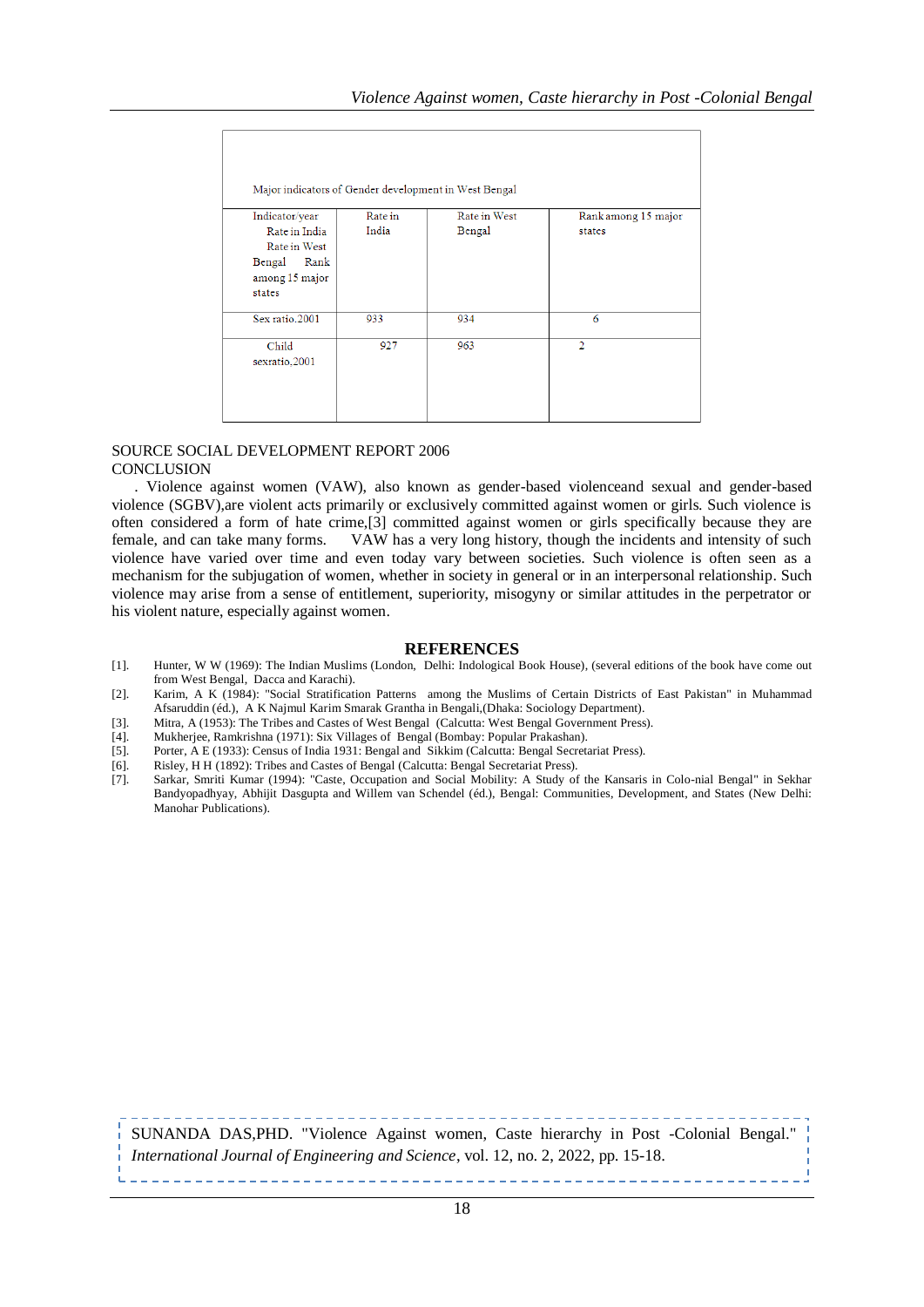Major indicators of Gender development in West Bengal

| Indicator/year Rate in India Rate in West Bengal Rank among 15 major states | Rate in India | Rate in West Bengal | Rank among 15 major states |
|---|---|---|---|
| Sex ratio.2001 | 933 | 934 | 6 |
| Child sexratio.2001 | 927 | 963 | 2 |

SOURCE SOCIAL DEVELOPMENT REPORT 2006

CONCLUSION

. Violence against women (VAW), also known as gender-based violenceand sexual and gender-based violence (SGBV),are violent acts primarily or exclusively committed against women or girls. Such violence is often considered a form of hate crime,[3] committed against women or girls specifically because they are female, and can take many forms. VAW has a very long history, though the incidents and intensity of such violence have varied over time and even today vary between societies. Such violence is often seen as a mechanism for the subjugation of women, whether in society in general or in an interpersonal relationship. Such violence may arise from a sense of entitlement, superiority, misogyny or similar attitudes in the perpetrator or his violent nature, especially against women.

## REFERENCES

[1]. Hunter, W W (1969): The Indian Muslims (London, Delhi: Indological Book House), (several editions of the book have come out from West Bengal, Dacca and Karachi).

[2]. Karim, A K (1984): "Social Stratification Patterns among the Muslims of Certain Districts of East Pakistan" in Muhammad Afsaruddin (éd.), A K Najmul Karim Smarak Grantha in Bengali,(Dhaka: Sociology Department).

[3]. Mitra, A (1953): The Tribes and Castes of West Bengal (Calcutta: West Bengal Government Press).

[4]. Mukherjee, Ramkrishna (1971): Six Villages of Bengal (Bombay: Popular Prakashan).

[5]. Porter, A E (1933): Census of India 1931: Bengal and Sikkim (Calcutta: Bengal Secretariat Press).

[6]. Risley, H H (1892): Tribes and Castes of Bengal (Calcutta: Bengal Secretariat Press).

[7]. Sarkar, Smriti Kumar (1994): "Caste, Occupation and Social Mobility: A Study of the Kansaris in Colo-nial Bengal" in Sekhar Bandyopadhyay, Abhijit Dasgupta and Willem van Schendel (éd.), Bengal: Communities, Development, and States (New Delhi: Manohar Publications).

SUNANDA DAS,PHD. "Violence Against women, Caste hierarchy in Post -Colonial Bengal." *International Journal of Engineering and Science*, vol. 12, no. 2, 2022, pp. 15-18.